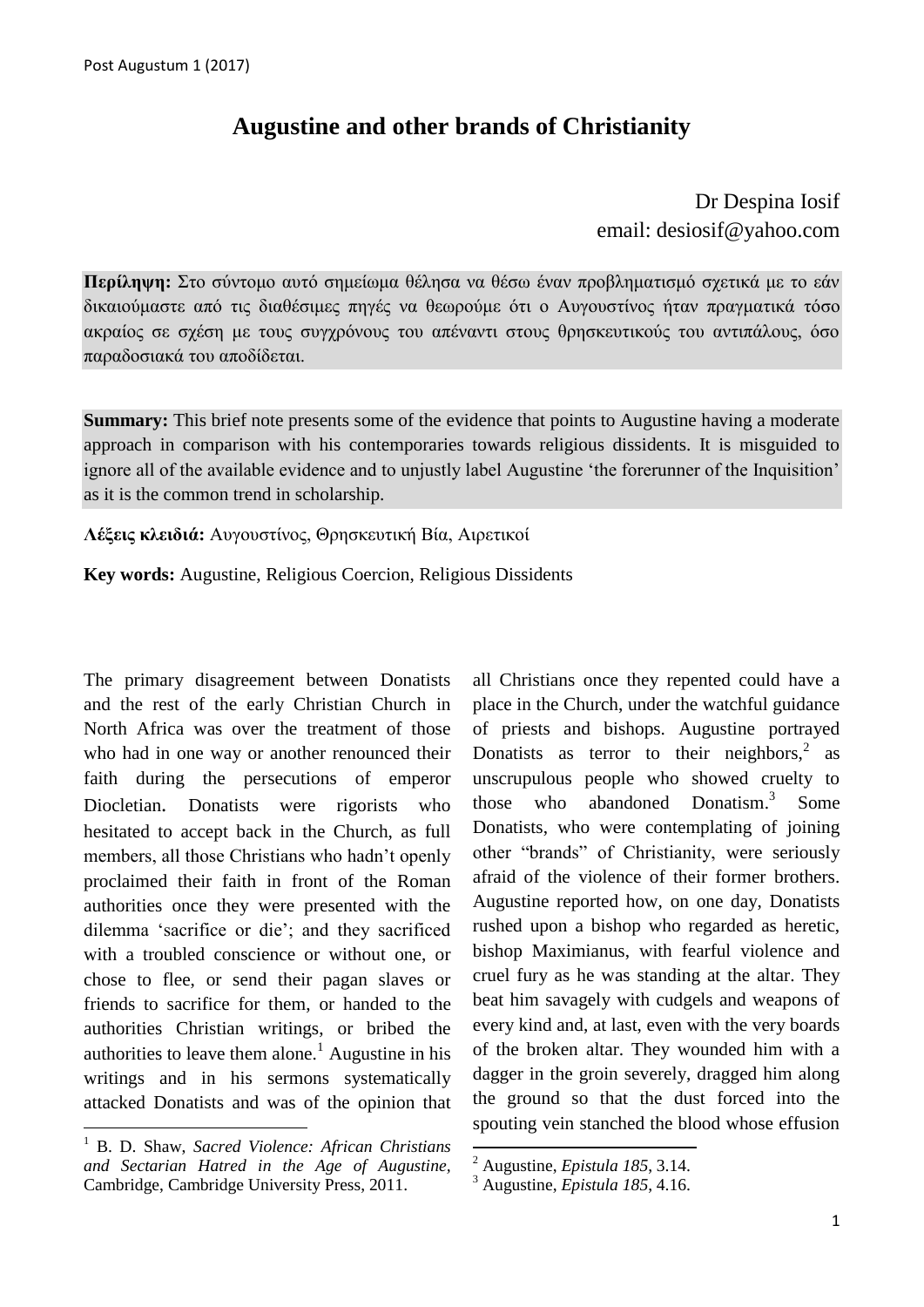# Augustine and other brands of Christianity

Dr Despina Iosif
email: desiosif@yahoo.com

**Περίληψη:** Στο σύντομο αυτό σημείωμα θέλησα να θέσω έναν προβληματισμό σχετικά με το εάν δικαιούμαστε από τις διαθέσιμες πηγές να θεωρούμε ότι ο Αυγουστίνος ήταν πραγματικά τόσο ακραίος σε σχέση με τους συγχρόνους του απέναντι στους θρησκευτικούς του αντιπάλους, όσο παραδοσιακά του αποδίδεται.

**Summary:** This brief note presents some of the evidence that points to Augustine having a moderate approach in comparison with his contemporaries towards religious dissidents. It is misguided to ignore all of the available evidence and to unjustly label Augustine 'the forerunner of the Inquisition' as it is the common trend in scholarship.

**Λέξεις κλειδιά:** Αυγουστίνος, Θρησκευτική Βία, Αιρετικοί

**Key words:** Augustine, Religious Coercion, Religious Dissidents

The primary disagreement between Donatists and the rest of the early Christian Church in North Africa was over the treatment of those who had in one way or another renounced their faith during the persecutions of emperor Diocletian. Donatists were rigorists who hesitated to accept back in the Church, as full members, all those Christians who hadn't openly proclaimed their faith in front of the Roman authorities once they were presented with the dilemma 'sacrifice or die'; and they sacrificed with a troubled conscience or without one, or chose to flee, or send their pagan slaves or friends to sacrifice for them, or handed to the authorities Christian writings, or bribed the authorities to leave them alone.[1] Augustine in his writings and in his sermons systematically attacked Donatists and was of the opinion that all Christians once they repented could have a place in the Church, under the watchful guidance of priests and bishops. Augustine portrayed Donatists as terror to their neighbors,[2] as unscrupulous people who showed cruelty to those who abandoned Donatism.[3] Some Donatists, who were contemplating of joining other "brands" of Christianity, were seriously afraid of the violence of their former brothers. Augustine reported how, on one day, Donatists rushed upon a bishop who regarded as heretic, bishop Maximianus, with fearful violence and cruel fury as he was standing at the altar. They beat him savagely with cudgels and weapons of every kind and, at last, even with the very boards of the broken altar. They wounded him with a dagger in the groin severely, dragged him along the ground so that the dust forced into the spouting vein stanched the blood whose effusion

[1] B. D. Shaw, *Sacred Violence: African Christians and Sectarian Hatred in the Age of Augustine*, Cambridge, Cambridge University Press, 2011.

[2] Augustine, *Epistula 185*, 3.14.

[3] Augustine, *Epistula 185*, 4.16.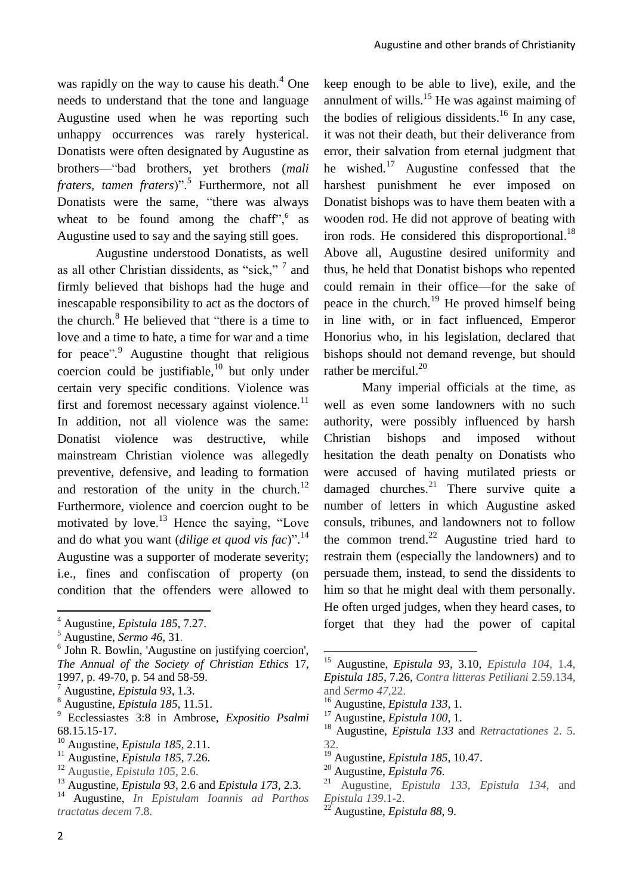was rapidly on the way to cause his death.[4] One needs to understand that the tone and language Augustine used when he was reporting such unhappy occurrences was rarely hysterical. Donatists were often designated by Augustine as brothers—"bad brothers, yet brothers (*mali fraters, tamen fraters*)".[5] Furthermore, not all Donatists were the same, "there was always wheat to be found among the chaff",[6] as Augustine used to say and the saying still goes.

Augustine understood Donatists, as well as all other Christian dissidents, as "sick," [7] and firmly believed that bishops had the huge and inescapable responsibility to act as the doctors of the church.[8] He believed that "there is a time to love and a time to hate, a time for war and a time for peace".[9] Augustine thought that religious coercion could be justifiable,[10] but only under certain very specific conditions. Violence was first and foremost necessary against violence.[11] In addition, not all violence was the same: Donatist violence was destructive, while mainstream Christian violence was allegedly preventive, defensive, and leading to formation and restoration of the unity in the church.[12] Furthermore, violence and coercion ought to be motivated by love.[13] Hence the saying, "Love and do what you want (*dilige et quod vis fac*)".[14] Augustine was a supporter of moderate severity; i.e., fines and confiscation of property (on condition that the offenders were allowed to keep enough to be able to live), exile, and the annulment of wills.[15] He was against maiming of the bodies of religious dissidents.[16] In any case, it was not their death, but their deliverance from error, their salvation from eternal judgment that he wished.[17] Augustine confessed that the harshest punishment he ever imposed on Donatist bishops was to have them beaten with a wooden rod. He did not approve of beating with iron rods. He considered this disproportional.[18] Above all, Augustine desired uniformity and thus, he held that Donatist bishops who repented could remain in their office—for the sake of peace in the church.[19] He proved himself being in line with, or in fact influenced, Emperor Honorius who, in his legislation, declared that bishops should not demand revenge, but should rather be merciful.[20]

Many imperial officials at the time, as well as even some landowners with no such authority, were possibly influenced by harsh Christian bishops and imposed without hesitation the death penalty on Donatists who were accused of having mutilated priests or damaged churches.[21] There survive quite a number of letters in which Augustine asked consuls, tribunes, and landowners not to follow the common trend.[22] Augustine tried hard to restrain them (especially the landowners) and to persuade them, instead, to send the dissidents to him so that he might deal with them personally. He often urged judges, when they heard cases, to forget that they had the power of capital

---

[4] Augustine, *Epistula 185*, 7.27.

[5] Augustine, *Sermo 46*, 31.

[6] John R. Bowlin, 'Augustine on justifying coercion', *The Annual of the Society of Christian Ethics* 17, 1997, p. 49-70, p. 54 and 58-59.

[7] Augustine, *Epistula 93*, 1.3.

[8] Augustine, *Epistula 185*, 11.51.

[9] Ecclessiastes 3:8 in Ambrose, *Expositio Psalmi* 68.15.15-17.

[10] Augustine, *Epistula 185*, 2.11.

[11] Augustine, *Epistula 185*, 7.26.

[12] Augustie, *Epistula 105*, 2.6.

[13] Augustine, *Epistula 93*, 2.6 and *Epistula 173*, 2.3.

[14] Augustine, *In Epistulam Ioannis ad Parthos tractatus decem* 7.8.

[15] Augustine, *Epistula 93*, 3.10, *Epistula 104*, 1.4, *Epistula 185*, 7.26, *Contra litteras Petiliani* 2.59.134, and *Sermo 47*,22.

[16] Augustine, *Epistula 133*, 1.

[17] Augustine, *Epistula 100*, 1.

[18] Augustine, *Epistula 133* and *Retractationes* 2. 5. 32.

[19] Augustine, *Epistula 185*, 10.47.

[20] Augustine, *Epistula 76*.

[21] Augustine, *Epistula 133*, *Epistula 134*, and *Epistula 139*.1-2.

[22] Augustine, *Epistula 88*, 9.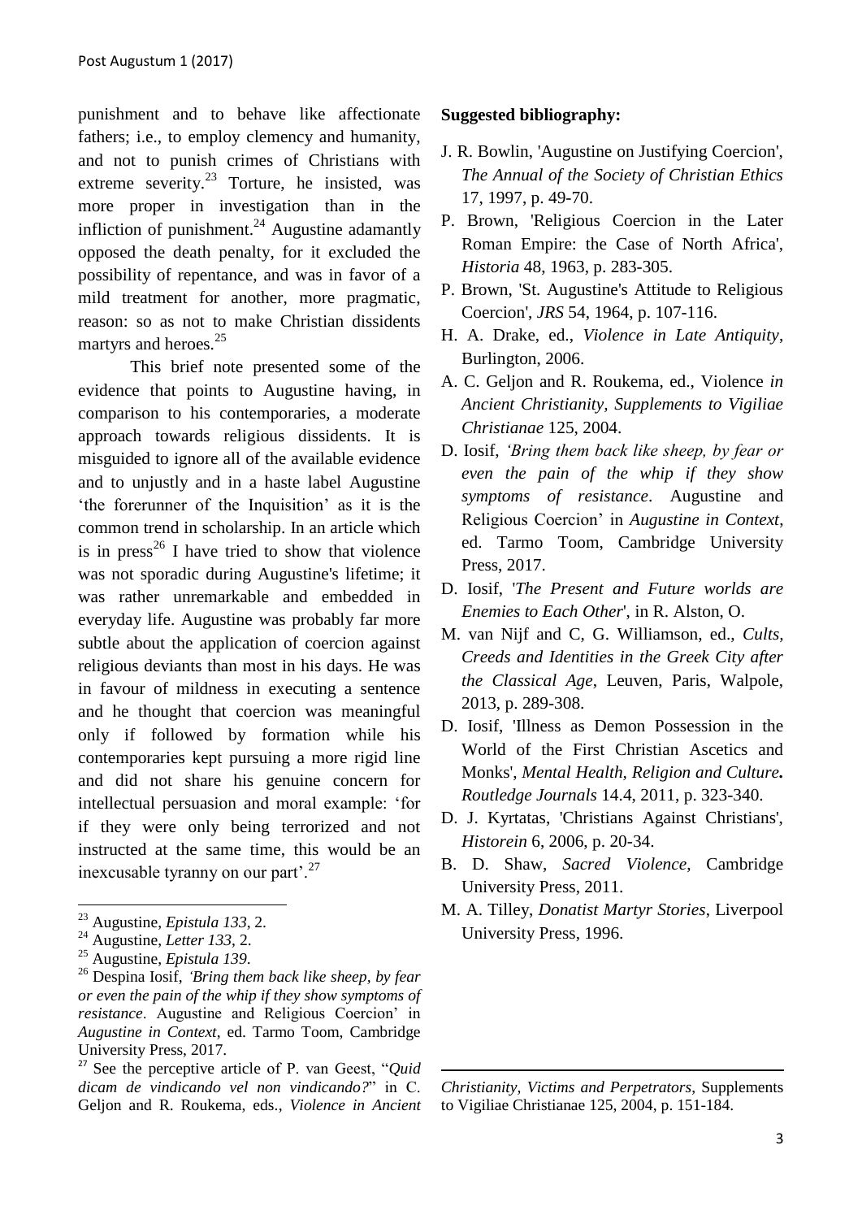punishment and to behave like affectionate fathers; i.e., to employ clemency and humanity, and not to punish crimes of Christians with extreme severity.[23] Torture, he insisted, was more proper in investigation than in the infliction of punishment.[24] Augustine adamantly opposed the death penalty, for it excluded the possibility of repentance, and was in favor of a mild treatment for another, more pragmatic, reason: so as not to make Christian dissidents martyrs and heroes.[25]

This brief note presented some of the evidence that points to Augustine having, in comparison to his contemporaries, a moderate approach towards religious dissidents. It is misguided to ignore all of the available evidence and to unjustly and in a haste label Augustine 'the forerunner of the Inquisition' as it is the common trend in scholarship. In an article which is in press[26] I have tried to show that violence was not sporadic during Augustine's lifetime; it was rather unremarkable and embedded in everyday life. Augustine was probably far more subtle about the application of coercion against religious deviants than most in his days. He was in favour of mildness in executing a sentence and he thought that coercion was meaningful only if followed by formation while his contemporaries kept pursuing a more rigid line and did not share his genuine concern for intellectual persuasion and moral example: 'for if they were only being terrorized and not instructed at the same time, this would be an inexcusable tyranny on our part'.[27]

**Suggested bibliography:**

J. R. Bowlin, 'Augustine on Justifying Coercion', *The Annual of the Society of Christian Ethics* 17, 1997, p. 49-70.

P. Brown, 'Religious Coercion in the Later Roman Empire: the Case of North Africa', *Historia* 48, 1963, p. 283-305.

P. Brown, 'St. Augustine's Attitude to Religious Coercion', *JRS* 54, 1964, p. 107-116.

H. A. Drake, ed., *Violence in Late Antiquity*, Burlington, 2006.

A. C. Geljon and R. Roukema, ed., Violence *in Ancient Christianity, Supplements to Vigiliae Christianae* 125, 2004.

D. Iosif, *'Bring them back like sheep, by fear or even the pain of the whip if they show symptoms of resistance*. Augustine and Religious Coercion' in *Augustine in Context*, ed. Tarmo Toom, Cambridge University Press, 2017.

D. Iosif, '*The Present and Future worlds are Enemies to Each Other*', in R. Alston, O. M. van Nijf and C, G. Williamson, ed., *Cults, Creeds and Identities in the Greek City after the Classical Age*, Leuven, Paris, Walpole, 2013, p. 289-308.

D. Iosif, 'Illness as Demon Possession in the World of the First Christian Ascetics and Monks', *Mental Health, Religion and Culture. Routledge Journals* 14.4, 2011, p. 323-340.

D. J. Kyrtatas, 'Christians Against Christians', *Historein* 6, 2006, p. 20-34.

B. D. Shaw, *Sacred Violence*, Cambridge University Press, 2011.

M. A. Tilley, *Donatist Martyr Stories*, Liverpool University Press, 1996.

---

[23] Augustine, *Epistula 133*, 2.

[24] Augustine, *Letter 133*, 2.

[25] Augustine, *Epistula 139*.

[26] Despina Iosif, *'Bring them back like sheep, by fear or even the pain of the whip if they show symptoms of resistance*. Augustine and Religious Coercion' in *Augustine in Context*, ed. Tarmo Toom, Cambridge University Press, 2017.

[27] See the perceptive article of P. van Geest, "*Quid dicam de vindicando vel non vindicando?*" in C. Geljon and R. Roukema, eds., *Violence in Ancient Christianity, Victims and Perpetrators*, Supplements to Vigiliae Christianae 125, 2004, p. 151-184.